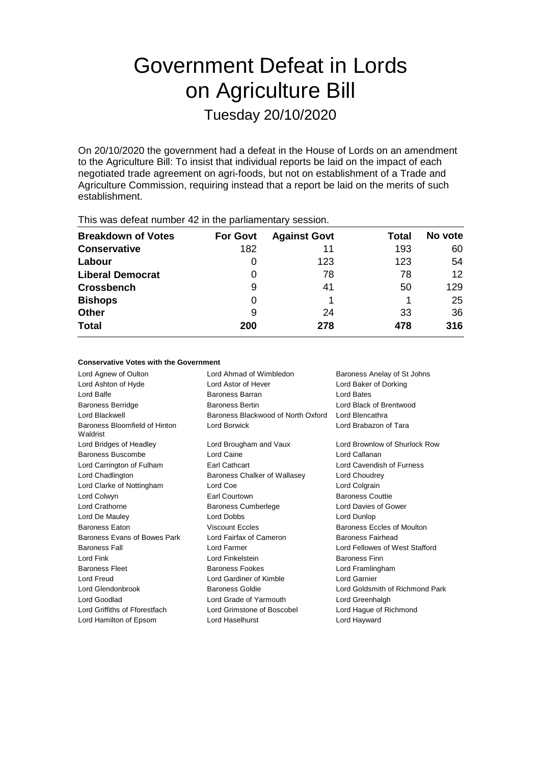# Government Defeat in Lords on Agriculture Bill

## Tuesday 20/10/2020

On 20/10/2020 the government had a defeat in the House of Lords on an amendment to the Agriculture Bill: To insist that individual reports be laid on the impact of each negotiated trade agreement on agri-foods, but not on establishment of a Trade and Agriculture Commission, requiring instead that a report be laid on the merits of such establishment.

This was defeat number 42 in the parliamentary session.

| Breakdown of Votes | For Govt | Against Govt | Total | No vote |
| --- | --- | --- | --- | --- |
| **Conservative** | 182 | 11 | 193 | 60 |
| **Labour** | 0 | 123 | 123 | 54 |
| **Liberal Democrat** | 0 | 78 | 78 | 12 |
| **Crossbench** | 9 | 41 | 50 | 129 |
| **Bishops** | 0 | 1 | 1 | 25 |
| **Other** | 9 | 24 | 33 | 36 |
| **Total** | **200** | **278** | **478** | **316** |

**Conservative Votes with the Government**

| | | |
| --- | --- | --- |
| Lord Agnew of Oulton | Lord Ahmad of Wimbledon | Baroness Anelay of St Johns |
| Lord Ashton of Hyde | Lord Astor of Hever | Lord Baker of Dorking |
| Lord Balfe | Baroness Barran | Lord Bates |
| Baroness Berridge | Baroness Bertin | Lord Black of Brentwood |
| Lord Blackwell | Baroness Blackwood of North Oxford | Lord Blencathra |
| Baroness Bloomfield of Hinton Waldrist | Lord Borwick | Lord Brabazon of Tara |
| Lord Bridges of Headley | Lord Brougham and Vaux | Lord Brownlow of Shurlock Row |
| Baroness Buscombe | Lord Caine | Lord Callanan |
| Lord Carrington of Fulham | Earl Cathcart | Lord Cavendish of Furness |
| Lord Chadlington | Baroness Chalker of Wallasey | Lord Choudrey |
| Lord Clarke of Nottingham | Lord Coe | Lord Colgrain |
| Lord Colwyn | Earl Courtown | Baroness Couttie |
| Lord Crathorne | Baroness Cumberlege | Lord Davies of Gower |
| Lord De Mauley | Lord Dobbs | Lord Dunlop |
| Baroness Eaton | Viscount Eccles | Baroness Eccles of Moulton |
| Baroness Evans of Bowes Park | Lord Fairfax of Cameron | Baroness Fairhead |
| Baroness Fall | Lord Farmer | Lord Fellowes of West Stafford |
| Lord Fink | Lord Finkelstein | Baroness Finn |
| Baroness Fleet | Baroness Fookes | Lord Framlingham |
| Lord Freud | Lord Gardiner of Kimble | Lord Garnier |
| Lord Glendonbrook | Baroness Goldie | Lord Goldsmith of Richmond Park |
| Lord Goodlad | Lord Grade of Yarmouth | Lord Greenhalgh |
| Lord Griffiths of Fforestfach | Lord Grimstone of Boscobel | Lord Hague of Richmond |
| Lord Hamilton of Epsom | Lord Haselhurst | Lord Hayward |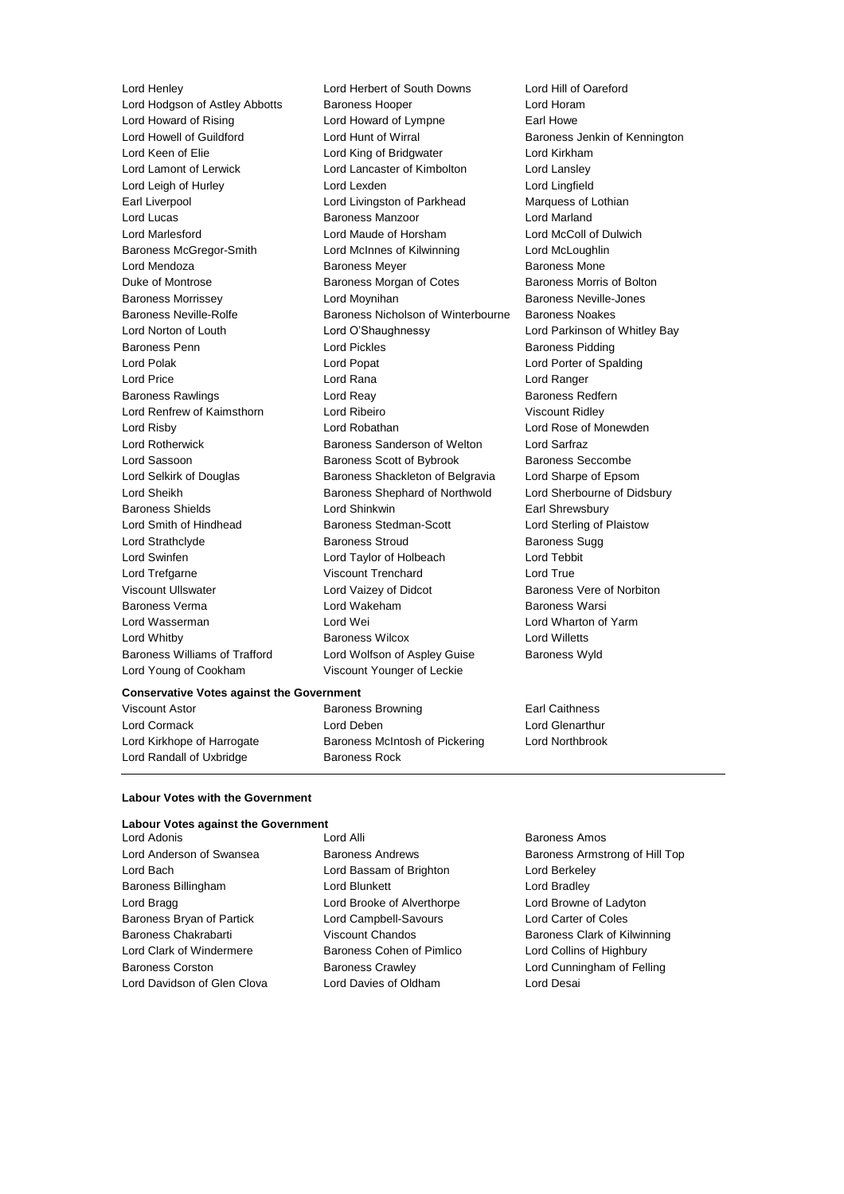Lord Henley | Lord Herbert of South Downs | Lord Hill of Oareford
Lord Hodgson of Astley Abbotts | Baroness Hooper | Lord Horam
Lord Howard of Rising | Lord Howard of Lympne | Earl Howe
Lord Howell of Guildford | Lord Hunt of Wirral | Baroness Jenkin of Kennington
Lord Keen of Elie | Lord King of Bridgwater | Lord Kirkham
Lord Lamont of Lerwick | Lord Lancaster of Kimbolton | Lord Lansley
Lord Leigh of Hurley | Lord Lexden | Lord Lingfield
Earl Liverpool | Lord Livingston of Parkhead | Marquess of Lothian
Lord Lucas | Baroness Manzoor | Lord Marland
Lord Marlesford | Lord Maude of Horsham | Lord McColl of Dulwich
Baroness McGregor-Smith | Lord McInnes of Kilwinning | Lord McLoughlin
Lord Mendoza | Baroness Meyer | Baroness Mone
Duke of Montrose | Baroness Morgan of Cotes | Baroness Morris of Bolton
Baroness Morrissey | Lord Moynihan | Baroness Neville-Jones
Baroness Neville-Rolfe | Baroness Nicholson of Winterbourne | Baroness Noakes
Lord Norton of Louth | Lord O'Shaughnessy | Lord Parkinson of Whitley Bay
Baroness Penn | Lord Pickles | Baroness Pidding
Lord Polak | Lord Popat | Lord Porter of Spalding
Lord Price | Lord Rana | Lord Ranger
Baroness Rawlings | Lord Reay | Baroness Redfern
Lord Renfrew of Kaimsthorn | Lord Ribeiro | Viscount Ridley
Lord Risby | Lord Robathan | Lord Rose of Monewden
Lord Rotherwick | Baroness Sanderson of Welton | Lord Sarfraz
Lord Sassoon | Baroness Scott of Bybrook | Baroness Seccombe
Lord Selkirk of Douglas | Baroness Shackleton of Belgravia | Lord Sharpe of Epsom
Lord Sheikh | Baroness Shephard of Northwold | Lord Sherbourne of Didsbury
Baroness Shields | Lord Shinkwin | Earl Shrewsbury
Lord Smith of Hindhead | Baroness Stedman-Scott | Lord Sterling of Plaistow
Lord Strathclyde | Baroness Stroud | Baroness Sugg
Lord Swinfen | Lord Taylor of Holbeach | Lord Tebbit
Lord Trefgarne | Viscount Trenchard | Lord True
Viscount Ullswater | Lord Vaizey of Didcot | Baroness Vere of Norbiton
Baroness Verma | Lord Wakeham | Baroness Warsi
Lord Wasserman | Lord Wei | Lord Wharton of Yarm
Lord Whitby | Baroness Wilcox | Lord Willetts
Baroness Williams of Trafford | Lord Wolfson of Aspley Guise | Baroness Wyld
Lord Young of Cookham | Viscount Younger of Leckie

**Conservative Votes against the Government**

Viscount Astor | Baroness Browning | Earl Caithness
Lord Cormack | Lord Deben | Lord Glenarthur
Lord Kirkhope of Harrogate | Baroness McIntosh of Pickering | Lord Northbrook
Lord Randall of Uxbridge | Baroness Rock

---

**Labour Votes with the Government**

**Labour Votes against the Government**

Lord Adonis | Lord Alli | Baroness Amos
Lord Anderson of Swansea | Baroness Andrews | Baroness Armstrong of Hill Top
Lord Bach | Lord Bassam of Brighton | Lord Berkeley
Baroness Billingham | Lord Blunkett | Lord Bradley
Lord Bragg | Lord Brooke of Alverthorpe | Lord Browne of Ladyton
Baroness Bryan of Partick | Lord Campbell-Savours | Lord Carter of Coles
Baroness Chakrabarti | Viscount Chandos | Baroness Clark of Kilwinning
Lord Clark of Windermere | Baroness Cohen of Pimlico | Lord Collins of Highbury
Baroness Corston | Baroness Crawley | Lord Cunningham of Felling
Lord Davidson of Glen Clova | Lord Davies of Oldham | Lord Desai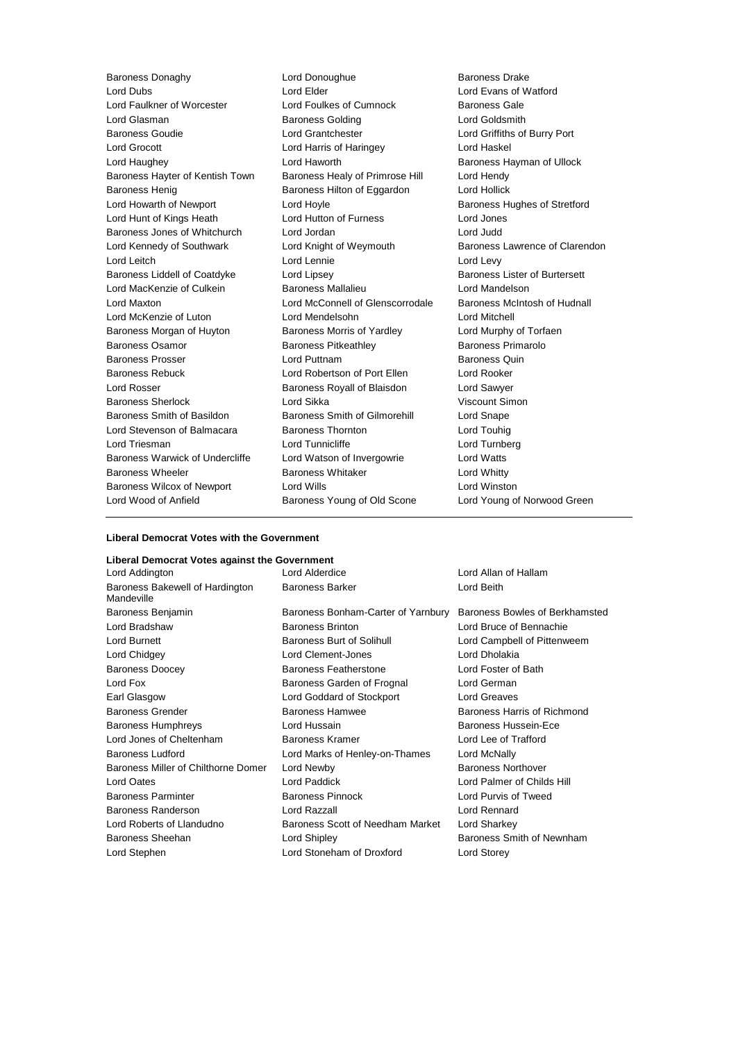Baroness Donaghy | Lord Donoughue | Baroness Drake
Lord Dubs | Lord Elder | Lord Evans of Watford
Lord Faulkner of Worcester | Lord Foulkes of Cumnock | Baroness Gale
Lord Glasman | Baroness Golding | Lord Goldsmith
Baroness Goudie | Lord Grantchester | Lord Griffiths of Burry Port
Lord Grocott | Lord Harris of Haringey | Lord Haskel
Lord Haughey | Lord Haworth | Baroness Hayman of Ullock
Baroness Hayter of Kentish Town | Baroness Healy of Primrose Hill | Lord Hendy
Baroness Henig | Baroness Hilton of Eggardon | Lord Hollick
Lord Howarth of Newport | Lord Hoyle | Baroness Hughes of Stretford
Lord Hunt of Kings Heath | Lord Hutton of Furness | Lord Jones
Baroness Jones of Whitchurch | Lord Jordan | Lord Judd
Lord Kennedy of Southwark | Lord Knight of Weymouth | Baroness Lawrence of Clarendon
Lord Leitch | Lord Lennie | Lord Levy
Baroness Liddell of Coatdyke | Lord Lipsey | Baroness Lister of Burtersett
Lord MacKenzie of Culkein | Baroness Mallalieu | Lord Mandelson
Lord Maxton | Lord McConnell of Glenscorrodale | Baroness McIntosh of Hudnall
Lord McKenzie of Luton | Lord Mendelsohn | Lord Mitchell
Baroness Morgan of Huyton | Baroness Morris of Yardley | Lord Murphy of Torfaen
Baroness Osamor | Baroness Pitkeathley | Baroness Primarolo
Baroness Prosser | Lord Puttnam | Baroness Quin
Baroness Rebuck | Lord Robertson of Port Ellen | Lord Rooker
Lord Rosser | Baroness Royall of Blaisdon | Lord Sawyer
Baroness Sherlock | Lord Sikka | Viscount Simon
Baroness Smith of Basildon | Baroness Smith of Gilmorehill | Lord Snape
Lord Stevenson of Balmacara | Baroness Thornton | Lord Touhig
Lord Triesman | Lord Tunnicliffe | Lord Turnberg
Baroness Warwick of Undercliffe | Lord Watson of Invergowrie | Lord Watts
Baroness Wheeler | Baroness Whitaker | Lord Whitty
Baroness Wilcox of Newport | Lord Wills | Lord Winston
Lord Wood of Anfield | Baroness Young of Old Scone | Lord Young of Norwood Green

---

**Liberal Democrat Votes with the Government**

**Liberal Democrat Votes against the Government**

Lord Addington | Lord Alderdice | Lord Allan of Hallam
Baroness Bakewell of Hardington Mandeville | Baroness Barker | Lord Beith
Baroness Benjamin | Baroness Bonham-Carter of Yarnbury | Baroness Bowles of Berkhamsted
Lord Bradshaw | Baroness Brinton | Lord Bruce of Bennachie
Lord Burnett | Baroness Burt of Solihull | Lord Campbell of Pittenweem
Lord Chidgey | Lord Clement-Jones | Lord Dholakia
Baroness Doocey | Baroness Featherstone | Lord Foster of Bath
Lord Fox | Baroness Garden of Frognal | Lord German
Earl Glasgow | Lord Goddard of Stockport | Lord Greaves
Baroness Grender | Baroness Hamwee | Baroness Harris of Richmond
Baroness Humphreys | Lord Hussain | Baroness Hussein-Ece
Lord Jones of Cheltenham | Baroness Kramer | Lord Lee of Trafford
Baroness Ludford | Lord Marks of Henley-on-Thames | Lord McNally
Baroness Miller of Chilthorne Domer | Lord Newby | Baroness Northover
Lord Oates | Lord Paddick | Lord Palmer of Childs Hill
Baroness Parminter | Baroness Pinnock | Lord Purvis of Tweed
Baroness Randerson | Lord Razzall | Lord Rennard
Lord Roberts of Llandudno | Baroness Scott of Needham Market | Lord Sharkey
Baroness Sheehan | Lord Shipley | Baroness Smith of Newnham
Lord Stephen | Lord Stoneham of Droxford | Lord Storey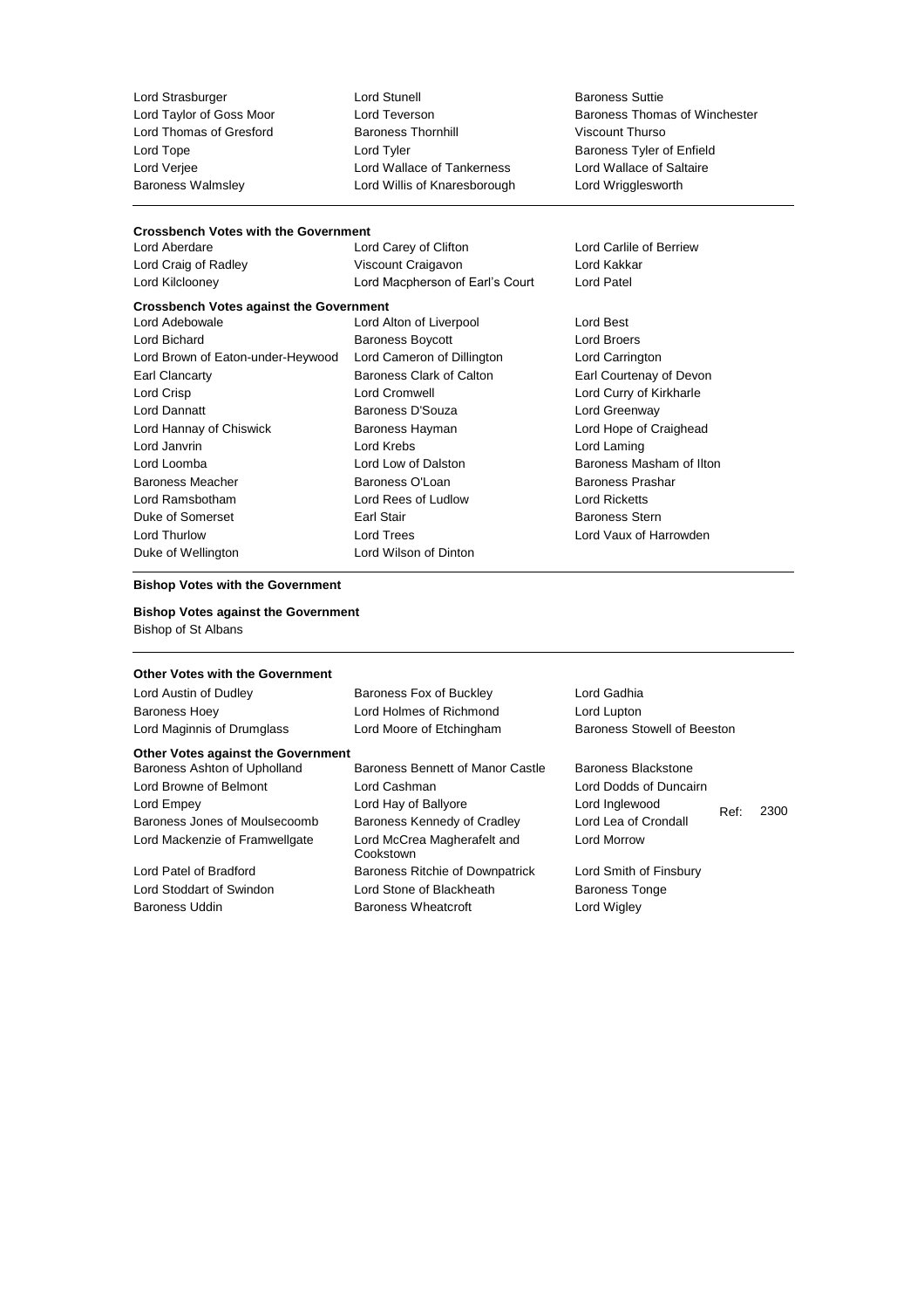| | | |
|---|---|---|
| Lord Strasburger | Lord Stunell | Baroness Suttie |
| Lord Taylor of Goss Moor | Lord Teverson | Baroness Thomas of Winchester |
| Lord Thomas of Gresford | Baroness Thornhill | Viscount Thurso |
| Lord Tope | Lord Tyler | Baroness Tyler of Enfield |
| Lord Verjee | Lord Wallace of Tankerness | Lord Wallace of Saltaire |
| Baroness Walmsley | Lord Willis of Knaresborough | Lord Wrigglesworth |

**Crossbench Votes with the Government**

| | | |
|---|---|---|
| Lord Aberdare | Lord Carey of Clifton | Lord Carlile of Berriew |
| Lord Craig of Radley | Viscount Craigavon | Lord Kakkar |
| Lord Kilclooney | Lord Macpherson of Earl's Court | Lord Patel |

**Crossbench Votes against the Government**

| | | |
|---|---|---|
| Lord Adebowale | Lord Alton of Liverpool | Lord Best |
| Lord Bichard | Baroness Boycott | Lord Broers |
| Lord Brown of Eaton-under-Heywood | Lord Cameron of Dillington | Lord Carrington |
| Earl Clancarty | Baroness Clark of Calton | Earl Courtenay of Devon |
| Lord Crisp | Lord Cromwell | Lord Curry of Kirkharle |
| Lord Dannatt | Baroness D'Souza | Lord Greenway |
| Lord Hannay of Chiswick | Baroness Hayman | Lord Hope of Craighead |
| Lord Janvrin | Lord Krebs | Lord Laming |
| Lord Loomba | Lord Low of Dalston | Baroness Masham of Ilton |
| Baroness Meacher | Baroness O'Loan | Baroness Prashar |
| Lord Ramsbotham | Lord Rees of Ludlow | Lord Ricketts |
| Duke of Somerset | Earl Stair | Baroness Stern |
| Lord Thurlow | Lord Trees | Lord Vaux of Harrowden |
| Duke of Wellington | Lord Wilson of Dinton | |

**Bishop Votes with the Government**

**Bishop Votes against the Government**

Bishop of St Albans

**Other Votes with the Government**

| | | |
|---|---|---|
| Lord Austin of Dudley | Baroness Fox of Buckley | Lord Gadhia |
| Baroness Hoey | Lord Holmes of Richmond | Lord Lupton |
| Lord Maginnis of Drumglass | Lord Moore of Etchingham | Baroness Stowell of Beeston |

**Other Votes against the Government**

| | | |
|---|---|---|
| Baroness Ashton of Upholland | Baroness Bennett of Manor Castle | Baroness Blackstone |
| Lord Browne of Belmont | Lord Cashman | Lord Dodds of Duncairn |
| Lord Empey | Lord Hay of Ballyore | Lord Inglewood |
| Baroness Jones of Moulsecoomb | Baroness Kennedy of Cradley | Lord Lea of Crondall |
| Lord Mackenzie of Framwellgate | Lord McCrea Magherafelt and Cookstown | Lord Morrow |
| Lord Patel of Bradford | Baroness Ritchie of Downpatrick | Lord Smith of Finsbury |
| Lord Stoddart of Swindon | Lord Stone of Blackheath | Baroness Tonge |
| Baroness Uddin | Baroness Wheatcroft | Lord Wigley |

Ref: 2300